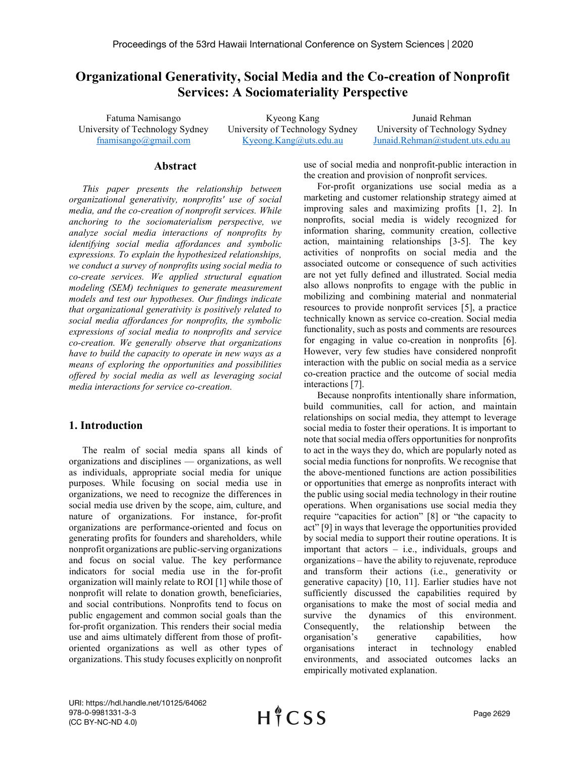# Organizational Generativity, Social Media and the Co-creation of Nonprofit Services: A Sociomateriality Perspective

Fatuma Namisango
University of Technology Sydney
fnamisango@gmail.com

Kyeong Kang
University of Technology Sydney
Kyeong.Kang@uts.edu.au

Junaid Rehman
University of Technology Sydney
Junaid.Rehman@student.uts.edu.au

## Abstract

*This paper presents the relationship between organizational generativity, nonprofits' use of social media, and the co-creation of nonprofit services. While anchoring to the sociomaterialism perspective, we analyze social media interactions of nonprofits by identifying social media affordances and symbolic expressions. To explain the hypothesized relationships, we conduct a survey of nonprofits using social media to co-create services. We applied structural equation modeling (SEM) techniques to generate measurement models and test our hypotheses. Our findings indicate that organizational generativity is positively related to social media affordances for nonprofits, the symbolic expressions of social media to nonprofits and service co-creation. We generally observe that organizations have to build the capacity to operate in new ways as a means of exploring the opportunities and possibilities offered by social media as well as leveraging social media interactions for service co-creation.*

## 1. Introduction

The realm of social media spans all kinds of organizations and disciplines — organizations, as well as individuals, appropriate social media for unique purposes. While focusing on social media use in organizations, we need to recognize the differences in social media use driven by the scope, aim, culture, and nature of organizations. For instance, for-profit organizations are performance-oriented and focus on generating profits for founders and shareholders, while nonprofit organizations are public-serving organizations and focus on social value. The key performance indicators for social media use in the for-profit organization will mainly relate to ROI [1] while those of nonprofit will relate to donation growth, beneficiaries, and social contributions. Nonprofits tend to focus on public engagement and common social goals than the for-profit organization. This renders their social media use and aims ultimately different from those of profit-oriented organizations as well as other types of organizations. This study focuses explicitly on nonprofit use of social media and nonprofit-public interaction in the creation and provision of nonprofit services.

For-profit organizations use social media as a marketing and customer relationship strategy aimed at improving sales and maximizing profits [1, 2]. In nonprofits, social media is widely recognized for information sharing, community creation, collective action, maintaining relationships [3-5]. The key activities of nonprofits on social media and the associated outcome or consequence of such activities are not yet fully defined and illustrated. Social media also allows nonprofits to engage with the public in mobilizing and combining material and nonmaterial resources to provide nonprofit services [5], a practice technically known as service co-creation. Social media functionality, such as posts and comments are resources for engaging in value co-creation in nonprofits [6]. However, very few studies have considered nonprofit interaction with the public on social media as a service co-creation practice and the outcome of social media interactions [7].

Because nonprofits intentionally share information, build communities, call for action, and maintain relationships on social media, they attempt to leverage social media to foster their operations. It is important to note that social media offers opportunities for nonprofits to act in the ways they do, which are popularly noted as social media functions for nonprofits. We recognise that the above-mentioned functions are action possibilities or opportunities that emerge as nonprofits interact with the public using social media technology in their routine operations. When organisations use social media they require "capacities for action" [8] or "the capacity to act" [9] in ways that leverage the opportunities provided by social media to support their routine operations. It is important that actors – i.e., individuals, groups and organizations – have the ability to rejuvenate, reproduce and transform their actions (i.e., generativity or generative capacity) [10, 11]. Earlier studies have not sufficiently discussed the capabilities required by organisations to make the most of social media and survive the dynamics of this environment. Consequently, the relationship between the organisation's generative capabilities, how organisations interact in technology enabled environments, and associated outcomes lacks an empirically motivated explanation.

URI: https://hdl.handle.net/10125/64062
978-0-9981331-3-3
(CC BY-NC-ND 4.0)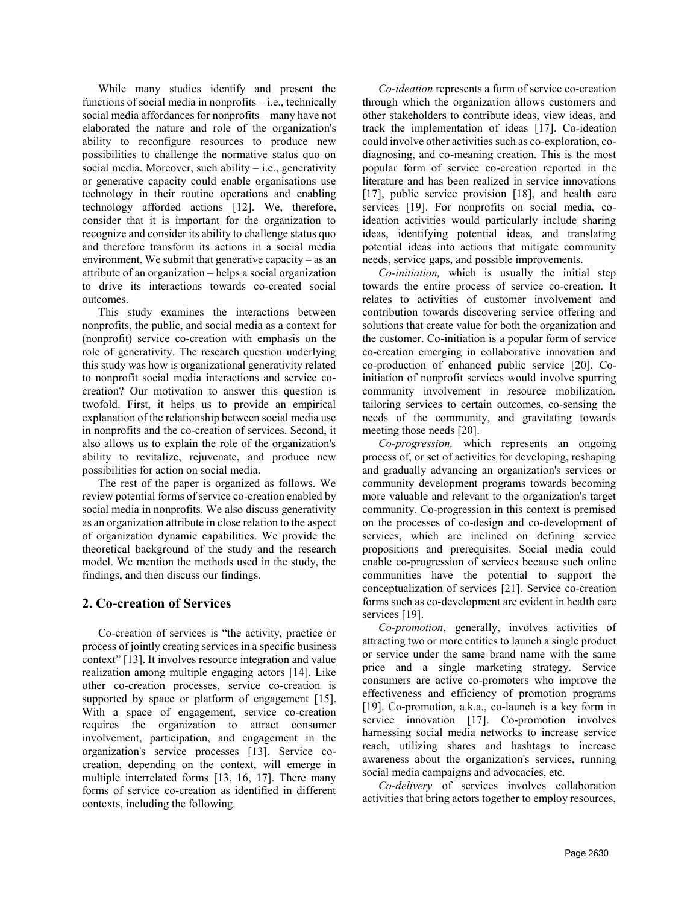While many studies identify and present the functions of social media in nonprofits – i.e., technically social media affordances for nonprofits – many have not elaborated the nature and role of the organization's ability to reconfigure resources to produce new possibilities to challenge the normative status quo on social media. Moreover, such ability – i.e., generativity or generative capacity could enable organisations use technology in their routine operations and enabling technology afforded actions [12]. We, therefore, consider that it is important for the organization to recognize and consider its ability to challenge status quo and therefore transform its actions in a social media environment. We submit that generative capacity – as an attribute of an organization – helps a social organization to drive its interactions towards co-created social outcomes.

This study examines the interactions between nonprofits, the public, and social media as a context for (nonprofit) service co-creation with emphasis on the role of generativity. The research question underlying this study was how is organizational generativity related to nonprofit social media interactions and service co-creation? Our motivation to answer this question is twofold. First, it helps us to provide an empirical explanation of the relationship between social media use in nonprofits and the co-creation of services. Second, it also allows us to explain the role of the organization's ability to revitalize, rejuvenate, and produce new possibilities for action on social media.

The rest of the paper is organized as follows. We review potential forms of service co-creation enabled by social media in nonprofits. We also discuss generativity as an organization attribute in close relation to the aspect of organization dynamic capabilities. We provide the theoretical background of the study and the research model. We mention the methods used in the study, the findings, and then discuss our findings.

## 2. Co-creation of Services

Co-creation of services is "the activity, practice or process of jointly creating services in a specific business context" [13]. It involves resource integration and value realization among multiple engaging actors [14]. Like other co-creation processes, service co-creation is supported by space or platform of engagement [15]. With a space of engagement, service co-creation requires the organization to attract consumer involvement, participation, and engagement in the organization's service processes [13]. Service co-creation, depending on the context, will emerge in multiple interrelated forms [13, 16, 17]. There many forms of service co-creation as identified in different contexts, including the following.

*Co-ideation* represents a form of service co-creation through which the organization allows customers and other stakeholders to contribute ideas, view ideas, and track the implementation of ideas [17]. Co-ideation could involve other activities such as co-exploration, co-diagnosing, and co-meaning creation. This is the most popular form of service co-creation reported in the literature and has been realized in service innovations [17], public service provision [18], and health care services [19]. For nonprofits on social media, co-ideation activities would particularly include sharing ideas, identifying potential ideas, and translating potential ideas into actions that mitigate community needs, service gaps, and possible improvements.

*Co-initiation,* which is usually the initial step towards the entire process of service co-creation. It relates to activities of customer involvement and contribution towards discovering service offering and solutions that create value for both the organization and the customer. Co-initiation is a popular form of service co-creation emerging in collaborative innovation and co-production of enhanced public service [20]. Co-initiation of nonprofit services would involve spurring community involvement in resource mobilization, tailoring services to certain outcomes, co-sensing the needs of the community, and gravitating towards meeting those needs [20].

*Co-progression,* which represents an ongoing process of, or set of activities for developing, reshaping and gradually advancing an organization's services or community development programs towards becoming more valuable and relevant to the organization's target community. Co-progression in this context is premised on the processes of co-design and co-development of services, which are inclined on defining service propositions and prerequisites. Social media could enable co-progression of services because such online communities have the potential to support the conceptualization of services [21]. Service co-creation forms such as co-development are evident in health care services [19].

*Co-promotion*, generally, involves activities of attracting two or more entities to launch a single product or service under the same brand name with the same price and a single marketing strategy. Service consumers are active co-promoters who improve the effectiveness and efficiency of promotion programs [19]. Co-promotion, a.k.a., co-launch is a key form in service innovation [17]. Co-promotion involves harnessing social media networks to increase service reach, utilizing shares and hashtags to increase awareness about the organization's services, running social media campaigns and advocacies, etc.

*Co-delivery* of services involves collaboration activities that bring actors together to employ resources,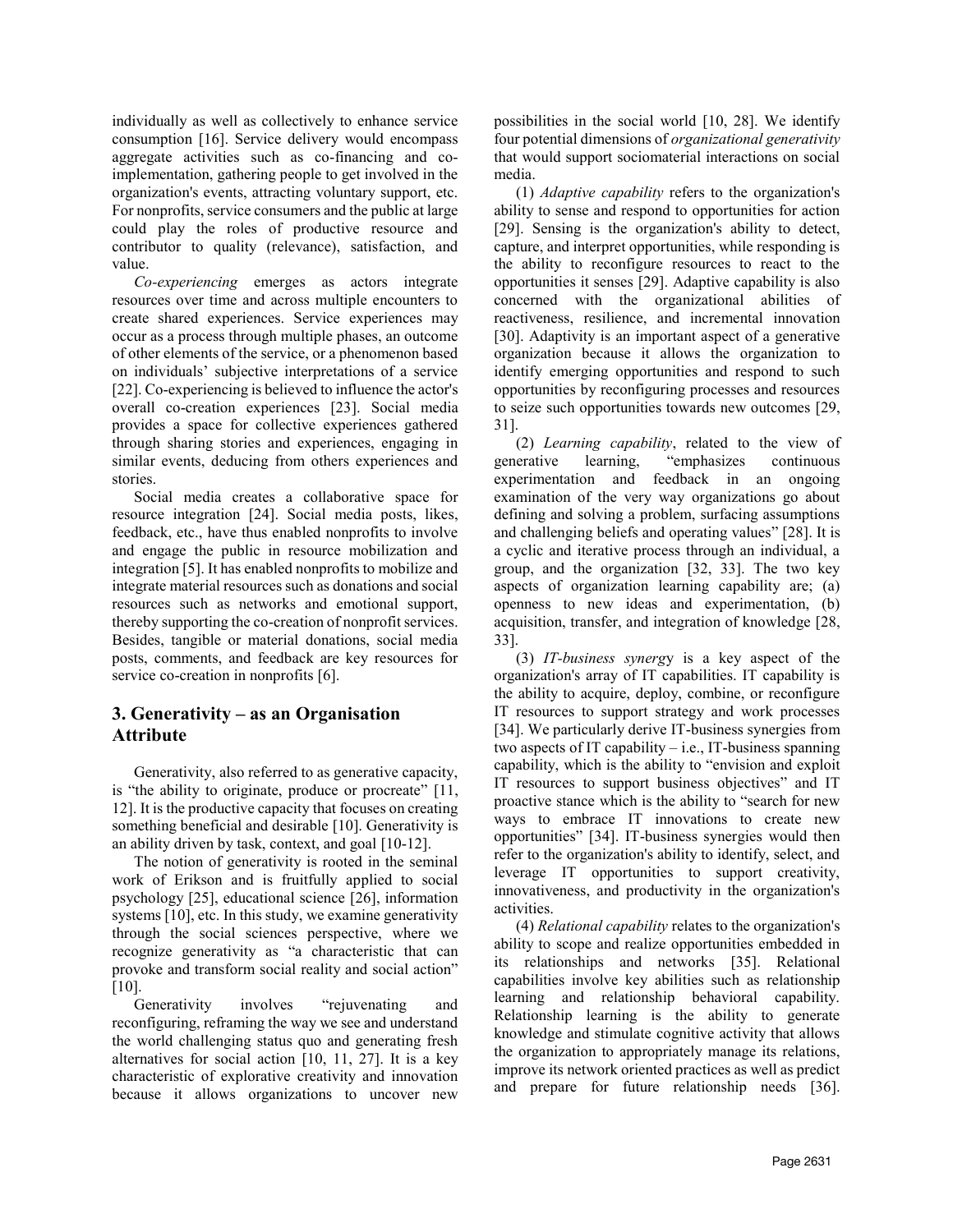individually as well as collectively to enhance service consumption [16]. Service delivery would encompass aggregate activities such as co-financing and co-implementation, gathering people to get involved in the organization's events, attracting voluntary support, etc. For nonprofits, service consumers and the public at large could play the roles of productive resource and contributor to quality (relevance), satisfaction, and value.

*Co-experiencing* emerges as actors integrate resources over time and across multiple encounters to create shared experiences. Service experiences may occur as a process through multiple phases, an outcome of other elements of the service, or a phenomenon based on individuals' subjective interpretations of a service [22]. Co-experiencing is believed to influence the actor's overall co-creation experiences [23]. Social media provides a space for collective experiences gathered through sharing stories and experiences, engaging in similar events, deducing from others experiences and stories.

Social media creates a collaborative space for resource integration [24]. Social media posts, likes, feedback, etc., have thus enabled nonprofits to involve and engage the public in resource mobilization and integration [5]. It has enabled nonprofits to mobilize and integrate material resources such as donations and social resources such as networks and emotional support, thereby supporting the co-creation of nonprofit services. Besides, tangible or material donations, social media posts, comments, and feedback are key resources for service co-creation in nonprofits [6].

## 3. Generativity – as an Organisation Attribute

Generativity, also referred to as generative capacity, is "the ability to originate, produce or procreate" [11, 12]. It is the productive capacity that focuses on creating something beneficial and desirable [10]. Generativity is an ability driven by task, context, and goal [10-12].

The notion of generativity is rooted in the seminal work of Erikson and is fruitfully applied to social psychology [25], educational science [26], information systems [10], etc. In this study, we examine generativity through the social sciences perspective, where we recognize generativity as "a characteristic that can provoke and transform social reality and social action" [10].

Generativity involves "rejuvenating and reconfiguring, reframing the way we see and understand the world challenging status quo and generating fresh alternatives for social action [10, 11, 27]. It is a key characteristic of explorative creativity and innovation because it allows organizations to uncover new possibilities in the social world [10, 28]. We identify four potential dimensions of *organizational generativity* that would support sociomaterial interactions on social media.

(1) *Adaptive capability* refers to the organization's ability to sense and respond to opportunities for action [29]. Sensing is the organization's ability to detect, capture, and interpret opportunities, while responding is the ability to reconfigure resources to react to the opportunities it senses [29]. Adaptive capability is also concerned with the organizational abilities of reactiveness, resilience, and incremental innovation [30]. Adaptivity is an important aspect of a generative organization because it allows the organization to identify emerging opportunities and respond to such opportunities by reconfiguring processes and resources to seize such opportunities towards new outcomes [29, 31].

(2) *Learning capability*, related to the view of generative learning, "emphasizes continuous experimentation and feedback in an ongoing examination of the very way organizations go about defining and solving a problem, surfacing assumptions and challenging beliefs and operating values" [28]. It is a cyclic and iterative process through an individual, a group, and the organization [32, 33]. The two key aspects of organization learning capability are; (a) openness to new ideas and experimentation, (b) acquisition, transfer, and integration of knowledge [28, 33].

(3) *IT-business synergy* is a key aspect of the organization's array of IT capabilities. IT capability is the ability to acquire, deploy, combine, or reconfigure IT resources to support strategy and work processes [34]. We particularly derive IT-business synergies from two aspects of IT capability – i.e., IT-business spanning capability, which is the ability to "envision and exploit IT resources to support business objectives" and IT proactive stance which is the ability to "search for new ways to embrace IT innovations to create new opportunities" [34]. IT-business synergies would then refer to the organization's ability to identify, select, and leverage IT opportunities to support creativity, innovativeness, and productivity in the organization's activities.

(4) *Relational capability* relates to the organization's ability to scope and realize opportunities embedded in its relationships and networks [35]. Relational capabilities involve key abilities such as relationship learning and relationship behavioral capability. Relationship learning is the ability to generate knowledge and stimulate cognitive activity that allows the organization to appropriately manage its relations, improve its network oriented practices as well as predict and prepare for future relationship needs [36].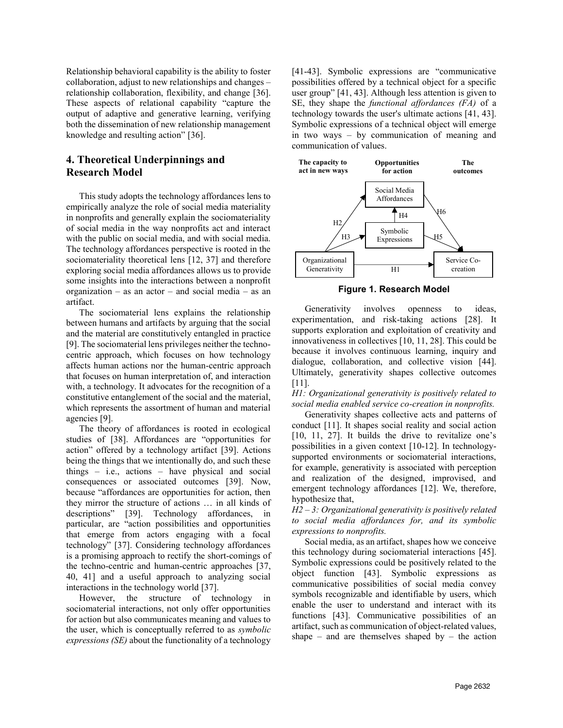Relationship behavioral capability is the ability to foster collaboration, adjust to new relationships and changes – relationship collaboration, flexibility, and change [36]. These aspects of relational capability "capture the output of adaptive and generative learning, verifying both the dissemination of new relationship management knowledge and resulting action" [36].

## 4. Theoretical Underpinnings and Research Model

This study adopts the technology affordances lens to empirically analyze the role of social media materiality in nonprofits and generally explain the sociomateriality of social media in the way nonprofits act and interact with the public on social media, and with social media. The technology affordances perspective is rooted in the sociomateriality theoretical lens [12, 37] and therefore exploring social media affordances allows us to provide some insights into the interactions between a nonprofit organization – as an actor – and social media – as an artifact.

The sociomaterial lens explains the relationship between humans and artifacts by arguing that the social and the material are constitutively entangled in practice [9]. The sociomaterial lens privileges neither the techno-centric approach, which focuses on how technology affects human actions nor the human-centric approach that focuses on human interpretation of, and interaction with, a technology. It advocates for the recognition of a constitutive entanglement of the social and the material, which represents the assortment of human and material agencies [9].

The theory of affordances is rooted in ecological studies of [38]. Affordances are "opportunities for action" offered by a technology artifact [39]. Actions being the things that we intentionally do, and such these things – i.e., actions – have physical and social consequences or associated outcomes [39]. Now, because "affordances are opportunities for action, then they mirror the structure of actions … in all kinds of descriptions" [39]. Technology affordances, in particular, are "action possibilities and opportunities that emerge from actors engaging with a focal technology" [37]. Considering technology affordances is a promising approach to rectify the short-comings of the techno-centric and human-centric approaches [37, 40, 41] and a useful approach to analyzing social interactions in the technology world [37].

However, the structure of technology in sociomaterial interactions, not only offer opportunities for action but also communicates meaning and values to the user, which is conceptually referred to as *symbolic expressions (SE)* about the functionality of a technology [41-43]. Symbolic expressions are "communicative possibilities offered by a technical object for a specific user group" [41, 43]. Although less attention is given to SE, they shape the *functional affordances (FA)* of a technology towards the user's ultimate actions [41, 43]. Symbolic expressions of a technical object will emerge in two ways – by communication of meaning and communication of values.

| The capacity to act in new ways | Opportunities for action | The outcomes |
|---|---|---|
| Organizational Generativity | Social Media Affordances (H2); Symbolic Expressions (H3); Symbolic Expressions → Social Media Affordances (H4) | Service Co-creation (H1 from Organizational Generativity; H5 from Symbolic Expressions; H6 from Social Media Affordances) |

**Figure 1. Research Model**

Generativity involves openness to ideas, experimentation, and risk-taking actions [28]. It supports exploration and exploitation of creativity and innovativeness in collectives [10, 11, 28]. This could be because it involves continuous learning, inquiry and dialogue, collaboration, and collective vision [44]. Ultimately, generativity shapes collective outcomes [11].

*H1: Organizational generativity is positively related to social media enabled service co-creation in nonprofits.*

Generativity shapes collective acts and patterns of conduct [11]. It shapes social reality and social action [10, 11, 27]. It builds the drive to revitalize one's possibilities in a given context [10-12]. In technology-supported environments or sociomaterial interactions, for example, generativity is associated with perception and realization of the designed, improvised, and emergent technology affordances [12]. We, therefore, hypothesize that,

*H2 – 3: Organizational generativity is positively related to social media affordances for, and its symbolic expressions to nonprofits.*

Social media, as an artifact, shapes how we conceive this technology during sociomaterial interactions [45]. Symbolic expressions could be positively related to the object function [43]. Symbolic expressions as communicative possibilities of social media convey symbols recognizable and identifiable by users, which enable the user to understand and interact with its functions [43]. Communicative possibilities of an artifact, such as communication of object-related values, shape – and are themselves shaped by – the action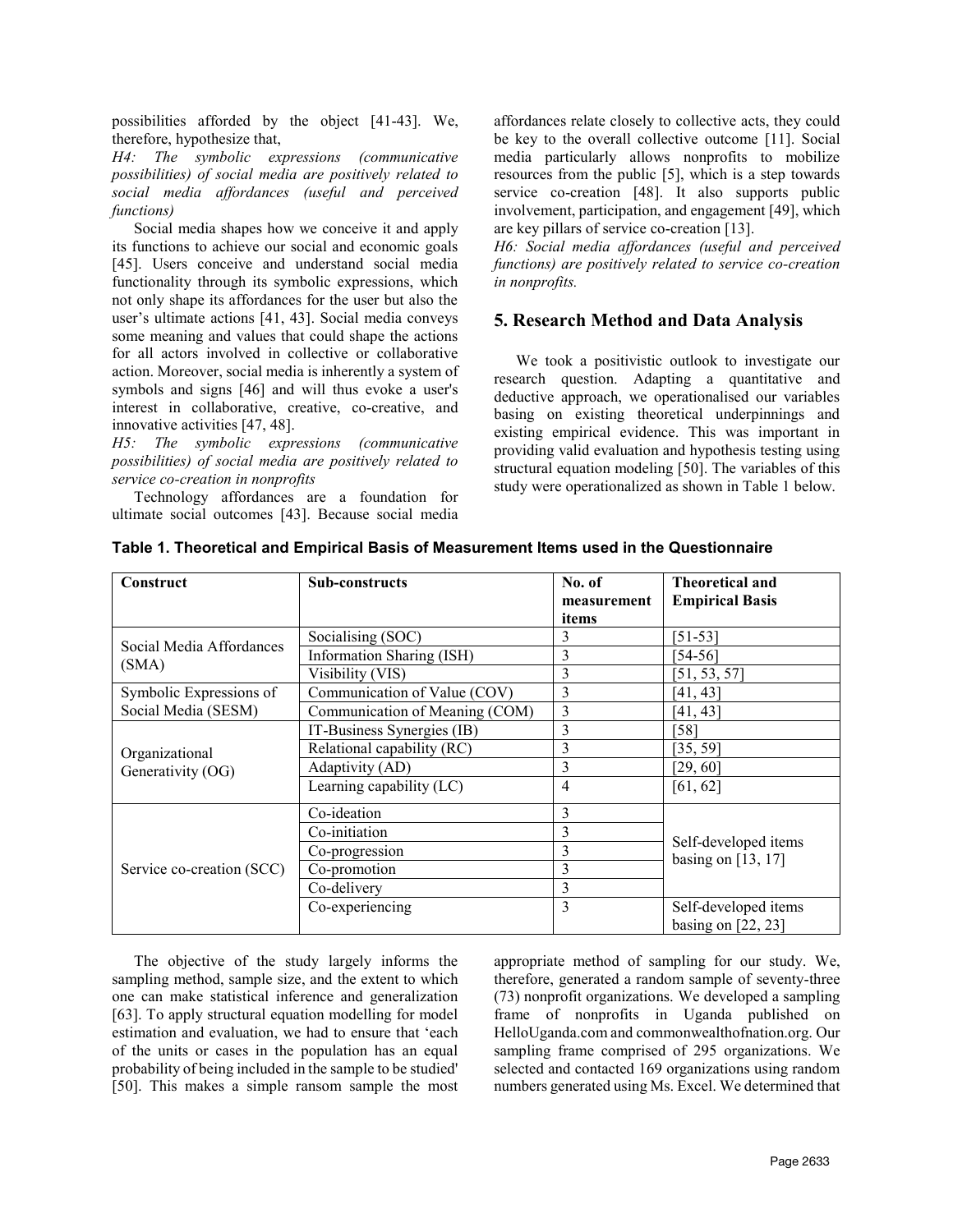possibilities afforded by the object [41-43]. We, therefore, hypothesize that,

*H4: The symbolic expressions (communicative possibilities) of social media are positively related to social media affordances (useful and perceived functions)*

Social media shapes how we conceive it and apply its functions to achieve our social and economic goals [45]. Users conceive and understand social media functionality through its symbolic expressions, which not only shape its affordances for the user but also the user's ultimate actions [41, 43]. Social media conveys some meaning and values that could shape the actions for all actors involved in collective or collaborative action. Moreover, social media is inherently a system of symbols and signs [46] and will thus evoke a user's interest in collaborative, creative, co-creative, and innovative activities [47, 48].

*H5: The symbolic expressions (communicative possibilities) of social media are positively related to service co-creation in nonprofits*

Technology affordances are a foundation for ultimate social outcomes [43]. Because social media affordances relate closely to collective acts, they could be key to the overall collective outcome [11]. Social media particularly allows nonprofits to mobilize resources from the public [5], which is a step towards service co-creation [48]. It also supports public involvement, participation, and engagement [49], which are key pillars of service co-creation [13].

*H6: Social media affordances (useful and perceived functions) are positively related to service co-creation in nonprofits.*

## 5. Research Method and Data Analysis

We took a positivistic outlook to investigate our research question. Adapting a quantitative and deductive approach, we operationalised our variables basing on existing theoretical underpinnings and existing empirical evidence. This was important in providing valid evaluation and hypothesis testing using structural equation modeling [50]. The variables of this study were operationalized as shown in Table 1 below.

**Table 1. Theoretical and Empirical Basis of Measurement Items used in the Questionnaire**

| Construct | Sub-constructs | No. of measurement items | Theoretical and Empirical Basis |
|---|---|---|---|
| Social Media Affordances (SMA) | Socialising (SOC) | 3 | [51-53] |
| | Information Sharing (ISH) | 3 | [54-56] |
| | Visibility (VIS) | 3 | [51, 53, 57] |
| Symbolic Expressions of Social Media (SESM) | Communication of Value (COV) | 3 | [41, 43] |
| | Communication of Meaning (COM) | 3 | [41, 43] |
| Organizational Generativity (OG) | IT-Business Synergies (IB) | 3 | [58] |
| | Relational capability (RC) | 3 | [35, 59] |
| | Adaptivity (AD) | 3 | [29, 60] |
| | Learning capability (LC) | 4 | [61, 62] |
| Service co-creation (SCC) | Co-ideation | 3 | Self-developed items basing on [13, 17] |
| | Co-initiation | 3 | |
| | Co-progression | 3 | |
| | Co-promotion | 3 | |
| | Co-delivery | 3 | |
| | Co-experiencing | 3 | Self-developed items basing on [22, 23] |

The objective of the study largely informs the sampling method, sample size, and the extent to which one can make statistical inference and generalization [63]. To apply structural equation modelling for model estimation and evaluation, we had to ensure that 'each of the units or cases in the population has an equal probability of being included in the sample to be studied' [50]. This makes a simple ransom sample the most appropriate method of sampling for our study. We, therefore, generated a random sample of seventy-three (73) nonprofit organizations. We developed a sampling frame of nonprofits in Uganda published on HelloUganda.com and commonwealthofnation.org. Our sampling frame comprised of 295 organizations. We selected and contacted 169 organizations using random numbers generated using Ms. Excel. We determined that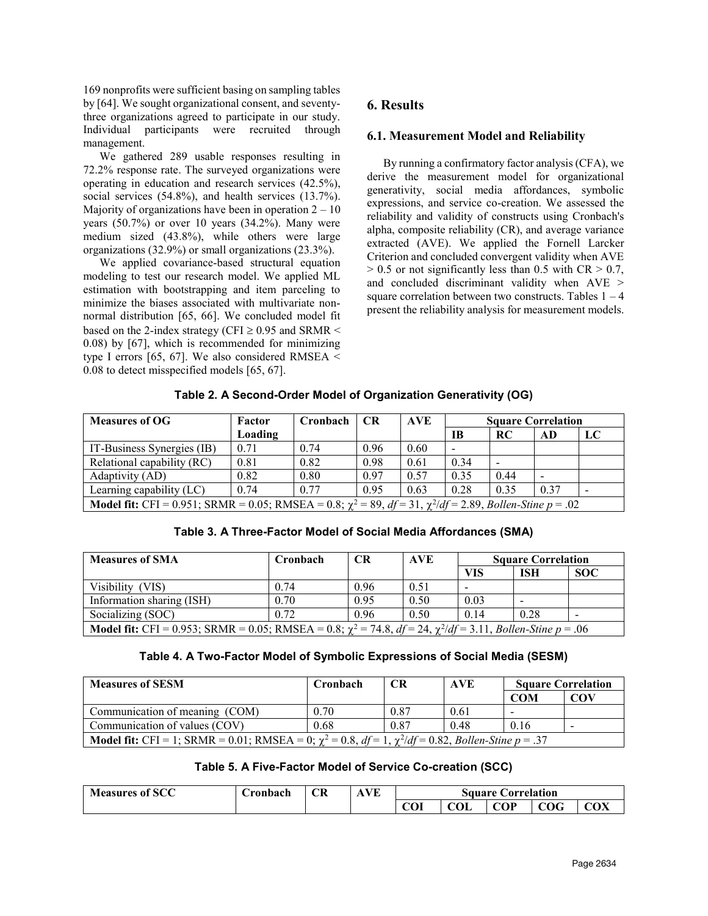169 nonprofits were sufficient basing on sampling tables by [64]. We sought organizational consent, and seventy-three organizations agreed to participate in our study. Individual participants were recruited through management.

We gathered 289 usable responses resulting in 72.2% response rate. The surveyed organizations were operating in education and research services (42.5%), social services (54.8%), and health services (13.7%). Majority of organizations have been in operation 2 – 10 years (50.7%) or over 10 years (34.2%). Many were medium sized (43.8%), while others were large organizations (32.9%) or small organizations (23.3%).

We applied covariance-based structural equation modeling to test our research model. We applied ML estimation with bootstrapping and item parceling to minimize the biases associated with multivariate non-normal distribution [65, 66]. We concluded model fit based on the 2-index strategy (CFI ≥ 0.95 and SRMR < 0.08) by [67], which is recommended for minimizing type I errors [65, 67]. We also considered RMSEA < 0.08 to detect misspecified models [65, 67].

## 6. Results

### 6.1. Measurement Model and Reliability

By running a confirmatory factor analysis (CFA), we derive the measurement model for organizational generativity, social media affordances, symbolic expressions, and service co-creation. We assessed the reliability and validity of constructs using Cronbach's alpha, composite reliability (CR), and average variance extracted (AVE). We applied the Fornell Larcker Criterion and concluded convergent validity when AVE > 0.5 or not significantly less than 0.5 with CR > 0.7, and concluded discriminant validity when AVE > square correlation between two constructs. Tables 1 – 4 present the reliability analysis for measurement models.

**Table 2. A Second-Order Model of Organization Generativity (OG)**

| Measures of OG | Factor Loading | Cronbach | CR | AVE | Square Correlation | | | |
|---|---|---|---|---|---|---|---|---|
| | | | | | IB | RC | AD | LC |
| IT-Business Synergies (IB) | 0.71 | 0.74 | 0.96 | 0.60 | - | | | |
| Relational capability (RC) | 0.81 | 0.82 | 0.98 | 0.61 | 0.34 | - | | |
| Adaptivity (AD) | 0.82 | 0.80 | 0.97 | 0.57 | 0.35 | 0.44 | - | |
| Learning capability (LC) | 0.74 | 0.77 | 0.95 | 0.63 | 0.28 | 0.35 | 0.37 | - |
| **Model fit:** CFI = 0.951; SRMR = 0.05; RMSEA = 0.8; $\chi^2$ = 89, *df* = 31, $\chi^2/df$ = 2.89, *Bollen-Stine p* = .02 | | | | | | | | |

**Table 3. A Three-Factor Model of Social Media Affordances (SMA)**

| Measures of SMA | Cronbach | CR | AVE | Square Correlation | | |
|---|---|---|---|---|---|---|
| | | | | VIS | ISH | SOC |
| Visibility (VIS) | 0.74 | 0.96 | 0.51 | - | | |
| Information sharing (ISH) | 0.70 | 0.95 | 0.50 | 0.03 | - | |
| Socializing (SOC) | 0.72 | 0.96 | 0.50 | 0.14 | 0.28 | - |
| **Model fit:** CFI = 0.953; SRMR = 0.05; RMSEA = 0.8; $\chi^2$ = 74.8, *df* = 24, $\chi^2/df$ = 3.11, *Bollen-Stine p* = .06 | | | | | | |

**Table 4. A Two-Factor Model of Symbolic Expressions of Social Media (SESM)**

| Measures of SESM | Cronbach | CR | AVE | Square Correlation | |
|---|---|---|---|---|---|
| | | | | COM | COV |
| Communication of meaning (COM) | 0.70 | 0.87 | 0.61 | - | |
| Communication of values (COV) | 0.68 | 0.87 | 0.48 | 0.16 | - |
| **Model fit:** CFI = 1; SRMR = 0.01; RMSEA = 0; $\chi^2$ = 0.8, *df* = 1, $\chi^2/df$ = 0.82, *Bollen-Stine p* = .37 | | | | | |

**Table 5. A Five-Factor Model of Service Co-creation (SCC)**

| Measures of SCC | Cronbach | CR | AVE | Square Correlation | | | | |
|---|---|---|---|---|---|---|---|---|
| | | | | COI | COL | COP | COG | COX |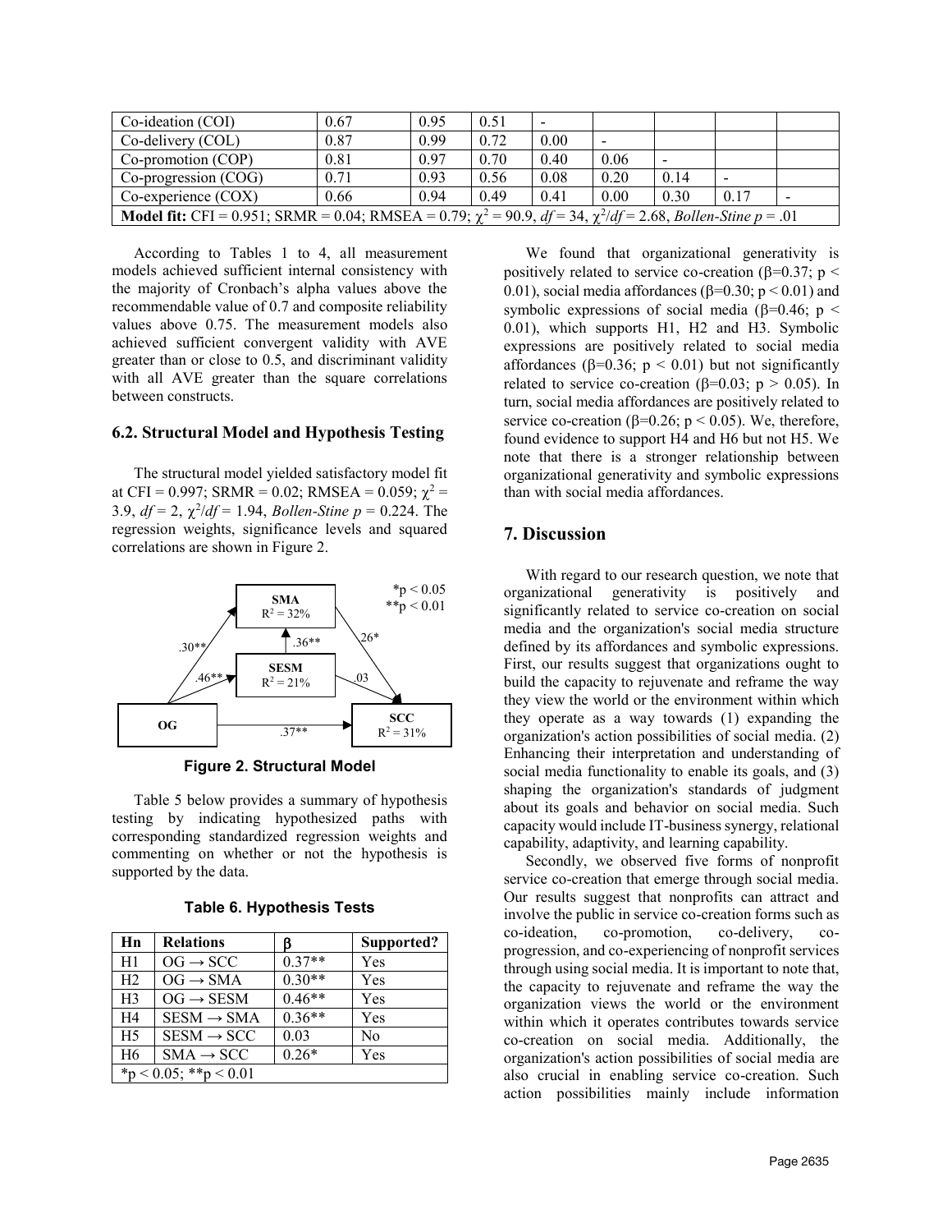| Co-ideation (COI) | 0.67 | 0.95 | 0.51 | - | | | | |
|---|---|---|---|---|---|---|---|---|
| Co-delivery (COL) | 0.87 | 0.99 | 0.72 | 0.00 | - | | | |
| Co-promotion (COP) | 0.81 | 0.97 | 0.70 | 0.40 | 0.06 | - | | |
| Co-progression (COG) | 0.71 | 0.93 | 0.56 | 0.08 | 0.20 | 0.14 | - | |
| Co-experience (COX) | 0.66 | 0.94 | 0.49 | 0.41 | 0.00 | 0.30 | 0.17 | - |
| **Model fit:** CFI = 0.951; SRMR = 0.04; RMSEA = 0.79; $\chi^2$ = 90.9, *df* = 34, $\chi^2/df$ = 2.68, *Bollen-Stine p* = .01 | | | | | | | | |

According to Tables 1 to 4, all measurement models achieved sufficient internal consistency with the majority of Cronbach's alpha values above the recommendable value of 0.7 and composite reliability values above 0.75. The measurement models also achieved sufficient convergent validity with AVE greater than or close to 0.5, and discriminant validity with all AVE greater than the square correlations between constructs.

### 6.2. Structural Model and Hypothesis Testing

The structural model yielded satisfactory model fit at CFI = 0.997; SRMR = 0.02; RMSEA = 0.059; $\chi^2$ = 3.9, *df* = 2, $\chi^2/df$ = 1.94, *Bollen-Stine p* = 0.224. The regression weights, significance levels and squared correlations are shown in Figure 2.

**Figure 2. Structural Model**

Table 5 below provides a summary of hypothesis testing by indicating hypothesized paths with corresponding standardized regression weights and commenting on whether or not the hypothesis is supported by the data.

**Table 6. Hypothesis Tests**

| Hn | Relations | β | Supported? |
|---|---|---|---|
| H1 | OG → SCC | 0.37** | Yes |
| H2 | OG → SMA | 0.30** | Yes |
| H3 | OG → SESM | 0.46** | Yes |
| H4 | SESM → SMA | 0.36** | Yes |
| H5 | SESM → SCC | 0.03 | No |
| H6 | SMA → SCC | 0.26* | Yes |
| *$p < 0.05$; **$p < 0.01$ | | | |

We found that organizational generativity is positively related to service co-creation (β=0.37; $p < 0.01$), social media affordances (β=0.30; $p < 0.01$) and symbolic expressions of social media (β=0.46; $p < 0.01$), which supports H1, H2 and H3. Symbolic expressions are positively related to social media affordances (β=0.36; $p < 0.01$) but not significantly related to service co-creation (β=0.03; $p > 0.05$). In turn, social media affordances are positively related to service co-creation (β=0.26; $p < 0.05$). We, therefore, found evidence to support H4 and H6 but not H5. We note that there is a stronger relationship between organizational generativity and symbolic expressions than with social media affordances.

## 7. Discussion

With regard to our research question, we note that organizational generativity is positively and significantly related to service co-creation on social media and the organization's social media structure defined by its affordances and symbolic expressions. First, our results suggest that organizations ought to build the capacity to rejuvenate and reframe the way they view the world or the environment within which they operate as a way towards (1) expanding the organization's action possibilities of social media. (2) Enhancing their interpretation and understanding of social media functionality to enable its goals, and (3) shaping the organization's standards of judgment about its goals and behavior on social media. Such capacity would include IT-business synergy, relational capability, adaptivity, and learning capability.

Secondly, we observed five forms of nonprofit service co-creation that emerge through social media. Our results suggest that nonprofits can attract and involve the public in service co-creation forms such as co-ideation, co-promotion, co-delivery, co-progression, and co-experiencing of nonprofit services through using social media. It is important to note that, the capacity to rejuvenate and reframe the way the organization views the world or the environment within which it operates contributes towards service co-creation on social media. Additionally, the organization's action possibilities of social media are also crucial in enabling service co-creation. Such action possibilities mainly include information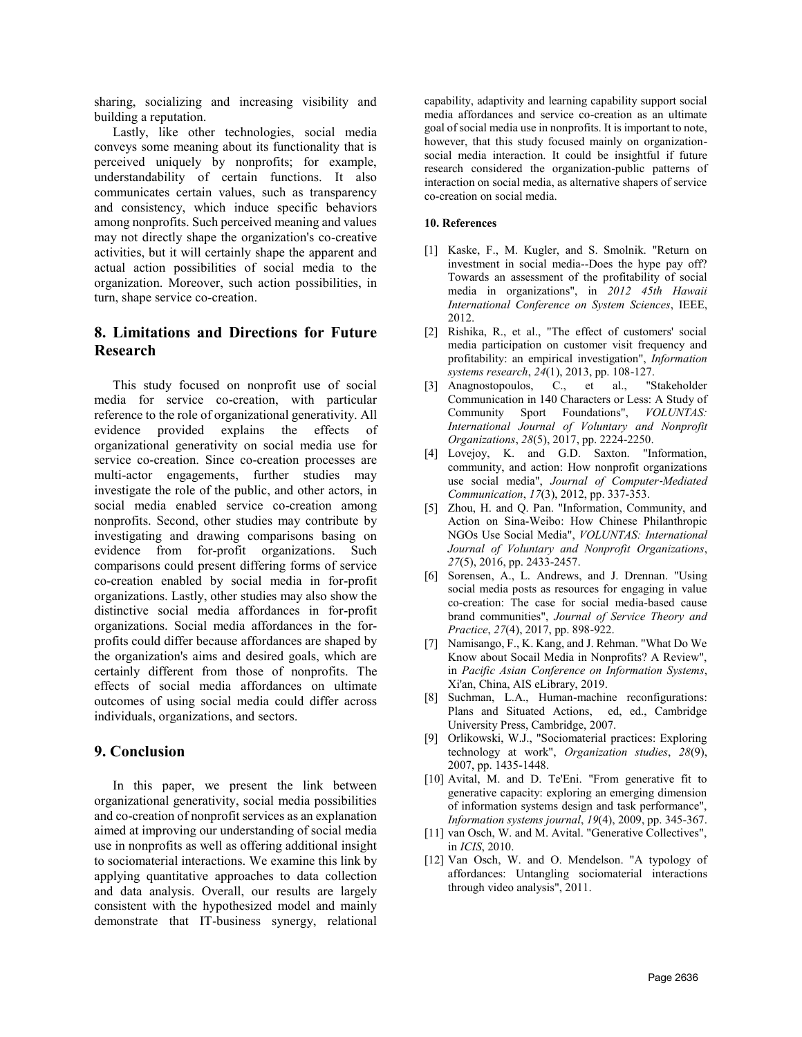sharing, socializing and increasing visibility and building a reputation.

Lastly, like other technologies, social media conveys some meaning about its functionality that is perceived uniquely by nonprofits; for example, understandability of certain functions. It also communicates certain values, such as transparency and consistency, which induce specific behaviors among nonprofits. Such perceived meaning and values may not directly shape the organization's co-creative activities, but it will certainly shape the apparent and actual action possibilities of social media to the organization. Moreover, such action possibilities, in turn, shape service co-creation.

## 8. Limitations and Directions for Future Research

This study focused on nonprofit use of social media for service co-creation, with particular reference to the role of organizational generativity. All evidence provided explains the effects of organizational generativity on social media use for service co-creation. Since co-creation processes are multi-actor engagements, further studies may investigate the role of the public, and other actors, in social media enabled service co-creation among nonprofits. Second, other studies may contribute by investigating and drawing comparisons basing on evidence from for-profit organizations. Such comparisons could present differing forms of service co-creation enabled by social media in for-profit organizations. Lastly, other studies may also show the distinctive social media affordances in for-profit organizations. Social media affordances in the for-profits could differ because affordances are shaped by the organization's aims and desired goals, which are certainly different from those of nonprofits. The effects of social media affordances on ultimate outcomes of using social media could differ across individuals, organizations, and sectors.

## 9. Conclusion

In this paper, we present the link between organizational generativity, social media possibilities and co-creation of nonprofit services as an explanation aimed at improving our understanding of social media use in nonprofits as well as offering additional insight to sociomaterial interactions. We examine this link by applying quantitative approaches to data collection and data analysis. Overall, our results are largely consistent with the hypothesized model and mainly demonstrate that IT-business synergy, relational capability, adaptivity and learning capability support social media affordances and service co-creation as an ultimate goal of social media use in nonprofits. It is important to note, however, that this study focused mainly on organization-social media interaction. It could be insightful if future research considered the organization-public patterns of interaction on social media, as alternative shapers of service co-creation on social media.

### 10. References

[1] Kaske, F., M. Kugler, and S. Smolnik. "Return on investment in social media--Does the hype pay off? Towards an assessment of the profitability of social media in organizations", in *2012 45th Hawaii International Conference on System Sciences*, IEEE, 2012.

[2] Rishika, R., et al., "The effect of customers' social media participation on customer visit frequency and profitability: an empirical investigation", *Information systems research*, *24*(1), 2013, pp. 108-127.

[3] Anagnostopoulos, C., et al., "Stakeholder Communication in 140 Characters or Less: A Study of Community Sport Foundations", *VOLUNTAS: International Journal of Voluntary and Nonprofit Organizations*, *28*(5), 2017, pp. 2224-2250.

[4] Lovejoy, K. and G.D. Saxton. "Information, community, and action: How nonprofit organizations use social media", *Journal of Computer-Mediated Communication*, *17*(3), 2012, pp. 337-353.

[5] Zhou, H. and Q. Pan. "Information, Community, and Action on Sina-Weibo: How Chinese Philanthropic NGOs Use Social Media", *VOLUNTAS: International Journal of Voluntary and Nonprofit Organizations*, *27*(5), 2016, pp. 2433-2457.

[6] Sorensen, A., L. Andrews, and J. Drennan. "Using social media posts as resources for engaging in value co-creation: The case for social media-based cause brand communities", *Journal of Service Theory and Practice*, *27*(4), 2017, pp. 898-922.

[7] Namisango, F., K. Kang, and J. Rehman. "What Do We Know about Socail Media in Nonprofits? A Review", in *Pacific Asian Conference on Information Systems*, Xi'an, China, AIS eLibrary, 2019.

[8] Suchman, L.A., Human-machine reconfigurations: Plans and Situated Actions, ed, ed., Cambridge University Press, Cambridge, 2007.

[9] Orlikowski, W.J., "Sociomaterial practices: Exploring technology at work", *Organization studies*, *28*(9), 2007, pp. 1435-1448.

[10] Avital, M. and D. Te'Eni. "From generative fit to generative capacity: exploring an emerging dimension of information systems design and task performance", *Information systems journal*, *19*(4), 2009, pp. 345-367.

[11] van Osch, W. and M. Avital. "Generative Collectives", in *ICIS*, 2010.

[12] Van Osch, W. and O. Mendelson. "A typology of affordances: Untangling sociomaterial interactions through video analysis", 2011.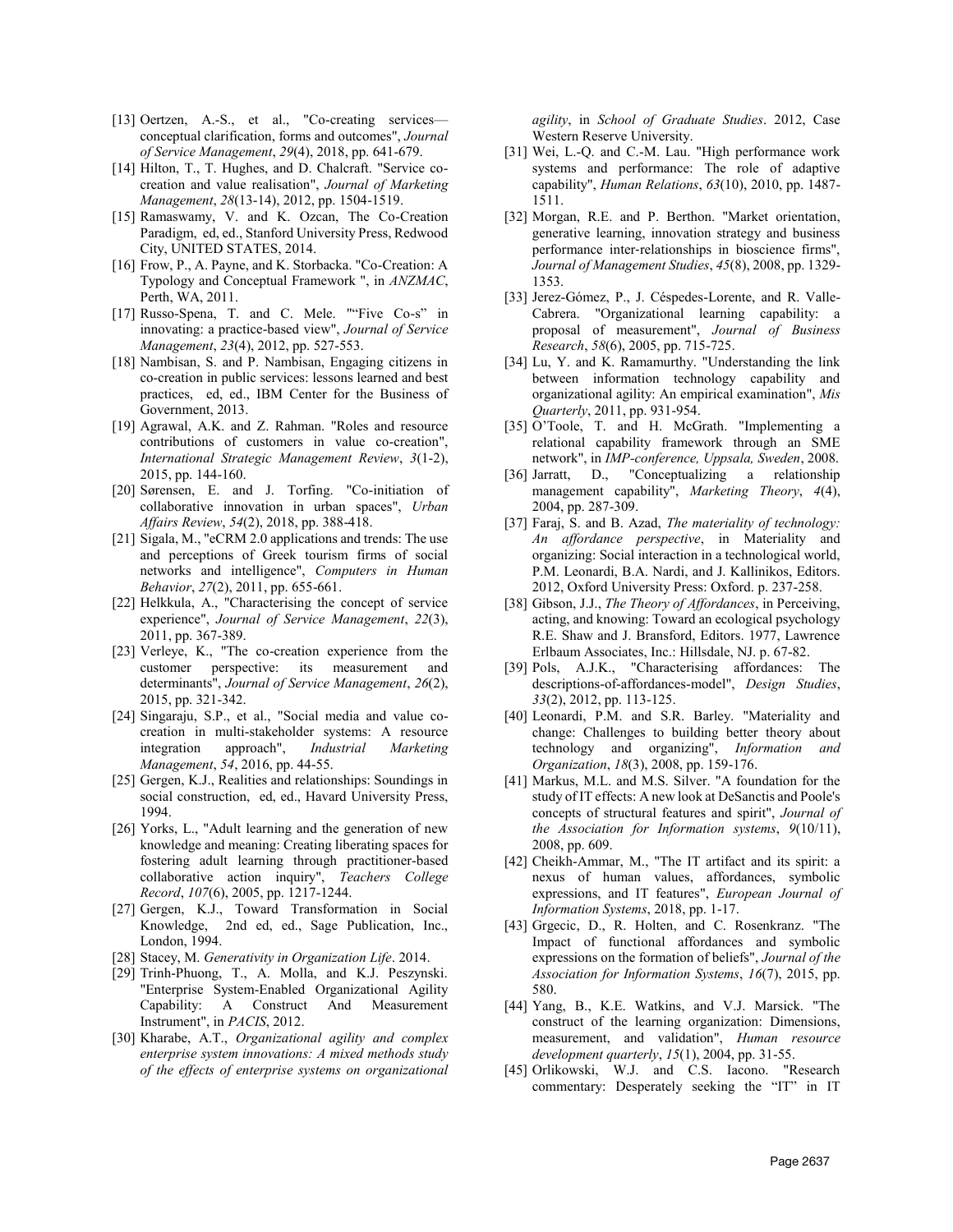[13] Oertzen, A.-S., et al., "Co-creating services—conceptual clarification, forms and outcomes", *Journal of Service Management*, *29*(4), 2018, pp. 641-679.

[14] Hilton, T., T. Hughes, and D. Chalcraft. "Service co-creation and value realisation", *Journal of Marketing Management*, *28*(13-14), 2012, pp. 1504-1519.

[15] Ramaswamy, V. and K. Ozcan, The Co-Creation Paradigm, ed, ed., Stanford University Press, Redwood City, UNITED STATES, 2014.

[16] Frow, P., A. Payne, and K. Storbacka. "Co-Creation: A Typology and Conceptual Framework ", in *ANZMAC*, Perth, WA, 2011.

[17] Russo-Spena, T. and C. Mele. ""Five Co-s" in innovating: a practice-based view", *Journal of Service Management*, *23*(4), 2012, pp. 527-553.

[18] Nambisan, S. and P. Nambisan, Engaging citizens in co-creation in public services: lessons learned and best practices, ed, ed., IBM Center for the Business of Government, 2013.

[19] Agrawal, A.K. and Z. Rahman. "Roles and resource contributions of customers in value co-creation", *International Strategic Management Review*, *3*(1-2), 2015, pp. 144-160.

[20] Sørensen, E. and J. Torfing. "Co-initiation of collaborative innovation in urban spaces", *Urban Affairs Review*, *54*(2), 2018, pp. 388-418.

[21] Sigala, M., "eCRM 2.0 applications and trends: The use and perceptions of Greek tourism firms of social networks and intelligence", *Computers in Human Behavior*, *27*(2), 2011, pp. 655-661.

[22] Helkkula, A., "Characterising the concept of service experience", *Journal of Service Management*, *22*(3), 2011, pp. 367-389.

[23] Verleye, K., "The co-creation experience from the customer perspective: its measurement and determinants", *Journal of Service Management*, *26*(2), 2015, pp. 321-342.

[24] Singaraju, S.P., et al., "Social media and value co-creation in multi-stakeholder systems: A resource integration approach", *Industrial Marketing Management*, *54*, 2016, pp. 44-55.

[25] Gergen, K.J., Realities and relationships: Soundings in social construction, ed, ed., Havard University Press, 1994.

[26] Yorks, L., "Adult learning and the generation of new knowledge and meaning: Creating liberating spaces for fostering adult learning through practitioner-based collaborative action inquiry", *Teachers College Record*, *107*(6), 2005, pp. 1217-1244.

[27] Gergen, K.J., Toward Transformation in Social Knowledge, 2nd ed, ed., Sage Publication, Inc., London, 1994.

[28] Stacey, M. *Generativity in Organization Life*. 2014.

[29] Trinh-Phuong, T., A. Molla, and K.J. Peszynski. "Enterprise System-Enabled Organizational Agility Capability: A Construct And Measurement Instrument", in *PACIS*, 2012.

[30] Kharabe, A.T., *Organizational agility and complex enterprise system innovations: A mixed methods study of the effects of enterprise systems on organizational agility*, in *School of Graduate Studies*. 2012, Case Western Reserve University.

[31] Wei, L.-Q. and C.-M. Lau. "High performance work systems and performance: The role of adaptive capability", *Human Relations*, *63*(10), 2010, pp. 1487-1511.

[32] Morgan, R.E. and P. Berthon. "Market orientation, generative learning, innovation strategy and business performance inter-relationships in bioscience firms", *Journal of Management Studies*, *45*(8), 2008, pp. 1329-1353.

[33] Jerez-Gómez, P., J. Céspedes-Lorente, and R. Valle-Cabrera. "Organizational learning capability: a proposal of measurement", *Journal of Business Research*, *58*(6), 2005, pp. 715-725.

[34] Lu, Y. and K. Ramamurthy. "Understanding the link between information technology capability and organizational agility: An empirical examination", *Mis Quarterly*, 2011, pp. 931-954.

[35] O'Toole, T. and H. McGrath. "Implementing a relational capability framework through an SME network", in *IMP-conference, Uppsala, Sweden*, 2008.

[36] Jarratt, D., "Conceptualizing a relationship management capability", *Marketing Theory*, *4*(4), 2004, pp. 287-309.

[37] Faraj, S. and B. Azad, *The materiality of technology: An affordance perspective*, in Materiality and organizing: Social interaction in a technological world, P.M. Leonardi, B.A. Nardi, and J. Kallinikos, Editors. 2012, Oxford University Press: Oxford. p. 237-258.

[38] Gibson, J.J., *The Theory of Affordances*, in Perceiving, acting, and knowing: Toward an ecological psychology R.E. Shaw and J. Bransford, Editors. 1977, Lawrence Erlbaum Associates, Inc.: Hillsdale, NJ. p. 67-82.

[39] Pols, A.J.K., "Characterising affordances: The descriptions-of-affordances-model", *Design Studies*, *33*(2), 2012, pp. 113-125.

[40] Leonardi, P.M. and S.R. Barley. "Materiality and change: Challenges to building better theory about technology and organizing", *Information and Organization*, *18*(3), 2008, pp. 159-176.

[41] Markus, M.L. and M.S. Silver. "A foundation for the study of IT effects: A new look at DeSanctis and Poole's concepts of structural features and spirit", *Journal of the Association for Information systems*, *9*(10/11), 2008, pp. 609.

[42] Cheikh-Ammar, M., "The IT artifact and its spirit: a nexus of human values, affordances, symbolic expressions, and IT features", *European Journal of Information Systems*, 2018, pp. 1-17.

[43] Grgecic, D., R. Holten, and C. Rosenkranz. "The Impact of functional affordances and symbolic expressions on the formation of beliefs", *Journal of the Association for Information Systems*, *16*(7), 2015, pp. 580.

[44] Yang, B., K.E. Watkins, and V.J. Marsick. "The construct of the learning organization: Dimensions, measurement, and validation", *Human resource development quarterly*, *15*(1), 2004, pp. 31-55.

[45] Orlikowski, W.J. and C.S. Iacono. "Research commentary: Desperately seeking the "IT" in IT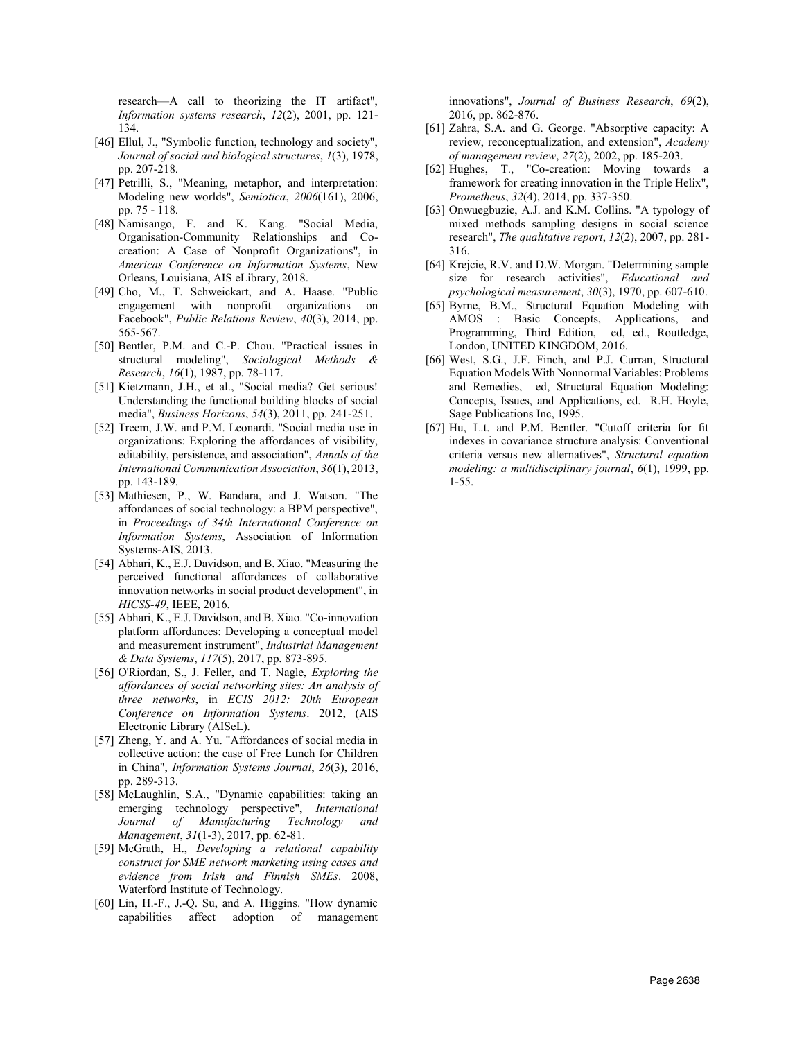research—A call to theorizing the IT artifact", *Information systems research*, *12*(2), 2001, pp. 121-134.

[46] Ellul, J., "Symbolic function, technology and society", *Journal of social and biological structures*, *1*(3), 1978, pp. 207-218.

[47] Petrilli, S., "Meaning, metaphor, and interpretation: Modeling new worlds", *Semiotica*, *2006*(161), 2006, pp. 75 - 118.

[48] Namisango, F. and K. Kang. "Social Media, Organisation-Community Relationships and Co-creation: A Case of Nonprofit Organizations", in *Americas Conference on Information Systems*, New Orleans, Louisiana, AIS eLibrary, 2018.

[49] Cho, M., T. Schweickart, and A. Haase. "Public engagement with nonprofit organizations on Facebook", *Public Relations Review*, *40*(3), 2014, pp. 565-567.

[50] Bentler, P.M. and C.-P. Chou. "Practical issues in structural modeling", *Sociological Methods & Research*, *16*(1), 1987, pp. 78-117.

[51] Kietzmann, J.H., et al., "Social media? Get serious! Understanding the functional building blocks of social media", *Business Horizons*, *54*(3), 2011, pp. 241-251.

[52] Treem, J.W. and P.M. Leonardi. "Social media use in organizations: Exploring the affordances of visibility, editability, persistence, and association", *Annals of the International Communication Association*, *36*(1), 2013, pp. 143-189.

[53] Mathiesen, P., W. Bandara, and J. Watson. "The affordances of social technology: a BPM perspective", in *Proceedings of 34th International Conference on Information Systems*, Association of Information Systems-AIS, 2013.

[54] Abhari, K., E.J. Davidson, and B. Xiao. "Measuring the perceived functional affordances of collaborative innovation networks in social product development", in *HICSS-49*, IEEE, 2016.

[55] Abhari, K., E.J. Davidson, and B. Xiao. "Co-innovation platform affordances: Developing a conceptual model and measurement instrument", *Industrial Management & Data Systems*, *117*(5), 2017, pp. 873-895.

[56] O'Riordan, S., J. Feller, and T. Nagle, *Exploring the affordances of social networking sites: An analysis of three networks*, in *ECIS 2012: 20th European Conference on Information Systems*. 2012, (AIS Electronic Library (AISeL).

[57] Zheng, Y. and A. Yu. "Affordances of social media in collective action: the case of Free Lunch for Children in China", *Information Systems Journal*, *26*(3), 2016, pp. 289-313.

[58] McLaughlin, S.A., "Dynamic capabilities: taking an emerging technology perspective", *International Journal of Manufacturing Technology and Management*, *31*(1-3), 2017, pp. 62-81.

[59] McGrath, H., *Developing a relational capability construct for SME network marketing using cases and evidence from Irish and Finnish SMEs*. 2008, Waterford Institute of Technology.

[60] Lin, H.-F., J.-Q. Su, and A. Higgins. "How dynamic capabilities affect adoption of management innovations", *Journal of Business Research*, *69*(2), 2016, pp. 862-876.

[61] Zahra, S.A. and G. George. "Absorptive capacity: A review, reconceptualization, and extension", *Academy of management review*, *27*(2), 2002, pp. 185-203.

[62] Hughes, T., "Co-creation: Moving towards a framework for creating innovation in the Triple Helix", *Prometheus*, *32*(4), 2014, pp. 337-350.

[63] Onwuegbuzie, A.J. and K.M. Collins. "A typology of mixed methods sampling designs in social science research", *The qualitative report*, *12*(2), 2007, pp. 281-316.

[64] Krejcie, R.V. and D.W. Morgan. "Determining sample size for research activities", *Educational and psychological measurement*, *30*(3), 1970, pp. 607-610.

[65] Byrne, B.M., Structural Equation Modeling with AMOS : Basic Concepts, Applications, and Programming, Third Edition, ed, ed., Routledge, London, UNITED KINGDOM, 2016.

[66] West, S.G., J.F. Finch, and P.J. Curran, Structural Equation Models With Nonnormal Variables: Problems and Remedies, ed, Structural Equation Modeling: Concepts, Issues, and Applications, ed. R.H. Hoyle, Sage Publications Inc, 1995.

[67] Hu, L.t. and P.M. Bentler. "Cutoff criteria for fit indexes in covariance structure analysis: Conventional criteria versus new alternatives", *Structural equation modeling: a multidisciplinary journal*, *6*(1), 1999, pp. 1-55.